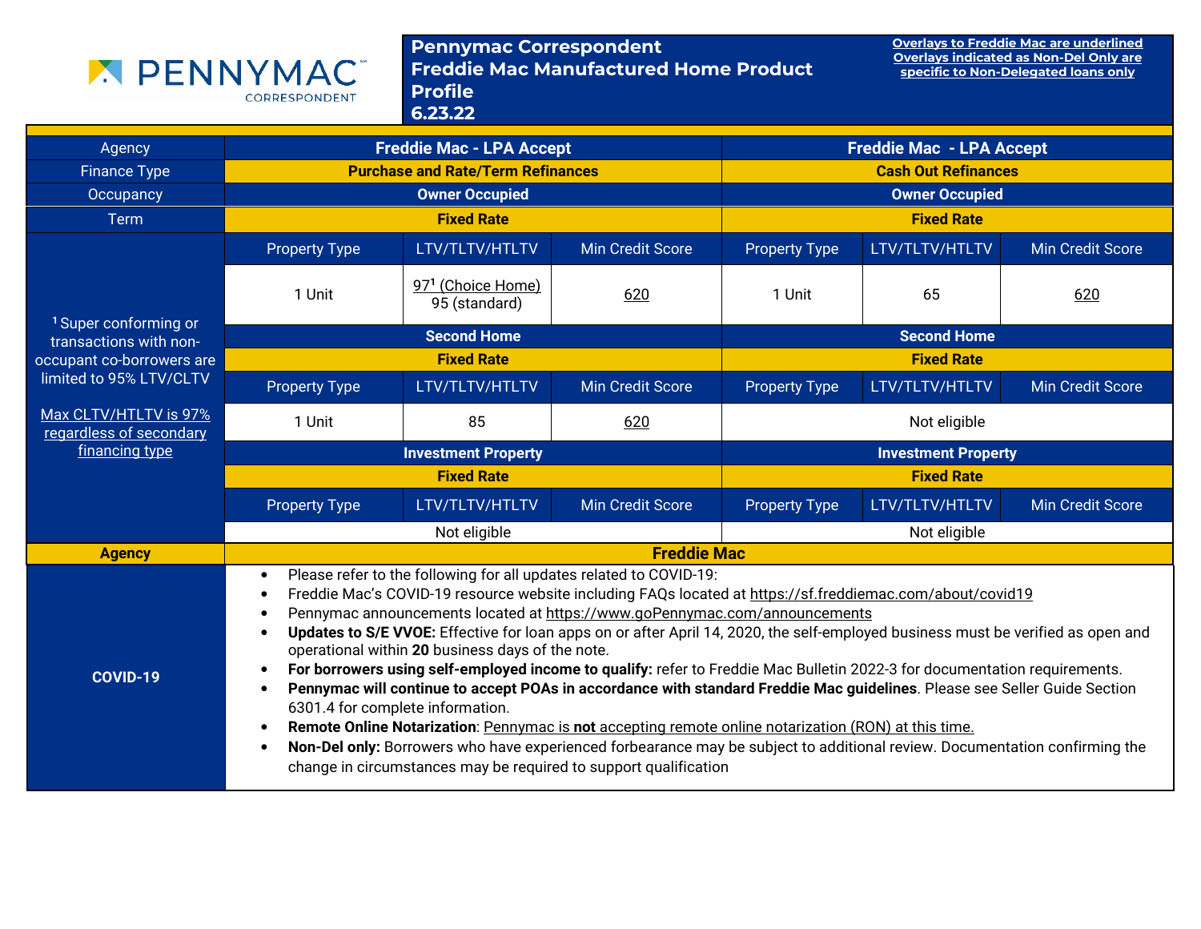# Pennymac Correspondent Freddie Mac Manufactured Home Product Profile 6.23.22

Overlays to Freddie Mac are underlined
Overlays indicated as Non-Del Only are specific to Non-Delegated loans only

| Agency | Freddie Mac - LPA Accept | | | Freddie Mac - LPA Accept | | |
|---|---|---|---|---|---|---|
| Finance Type | Purchase and Rate/Term Refinances | | | Cash Out Refinances | | |
| Occupancy | Owner Occupied | | | Owner Occupied | | |
| Term | Fixed Rate | | | Fixed Rate | | |
| [1] Super conforming or transactions with non-occupant co-borrowers are limited to 95% LTV/CLTV<br><br>Max CLTV/HTLTV is 97% regardless of secondary financing type | Property Type | LTV/TLTV/HTLTV | Min Credit Score | Property Type | LTV/TLTV/HTLTV | Min Credit Score |
| | 1 Unit | 97[1] (Choice Home)<br>95 (standard) | 620 | 1 Unit | 65 | 620 |
| | Second Home | | | Second Home | | |
| | Fixed Rate | | | Fixed Rate | | |
| | Property Type | LTV/TLTV/HTLTV | Min Credit Score | Property Type | LTV/TLTV/HTLTV | Min Credit Score |
| | 1 Unit | 85 | 620 | Not eligible | | |
| | Investment Property | | | Investment Property | | |
| | Fixed Rate | | | Fixed Rate | | |
| | Property Type | LTV/TLTV/HTLTV | Min Credit Score | Property Type | LTV/TLTV/HTLTV | Min Credit Score |
| | Not eligible | | | Not eligible | | |

| Agency | Freddie Mac |
|---|---|
| COVID-19 | • Please refer to the following for all updates related to COVID-19:<br>• Freddie Mac's COVID-19 resource website including FAQs located at https://sf.freddiemac.com/about/covid19<br>• Pennymac announcements located at https://www.goPennymac.com/announcements<br>• **Updates to S/E VVOE:** Effective for loan apps on or after April 14, 2020, the self-employed business must be verified as open and operational within **20** business days of the note.<br>• **For borrowers using self-employed income to qualify:** refer to Freddie Mac Bulletin 2022-3 for documentation requirements.<br>• **Pennymac will continue to accept POAs in accordance with standard Freddie Mac guidelines**. Please see Seller Guide Section 6301.4 for complete information.<br>• **Remote Online Notarization**: Pennymac is **not** accepting remote online notarization (RON) at this time.<br>• **Non-Del only:** Borrowers who have experienced forbearance may be subject to additional review. Documentation confirming the change in circumstances may be required to support qualification |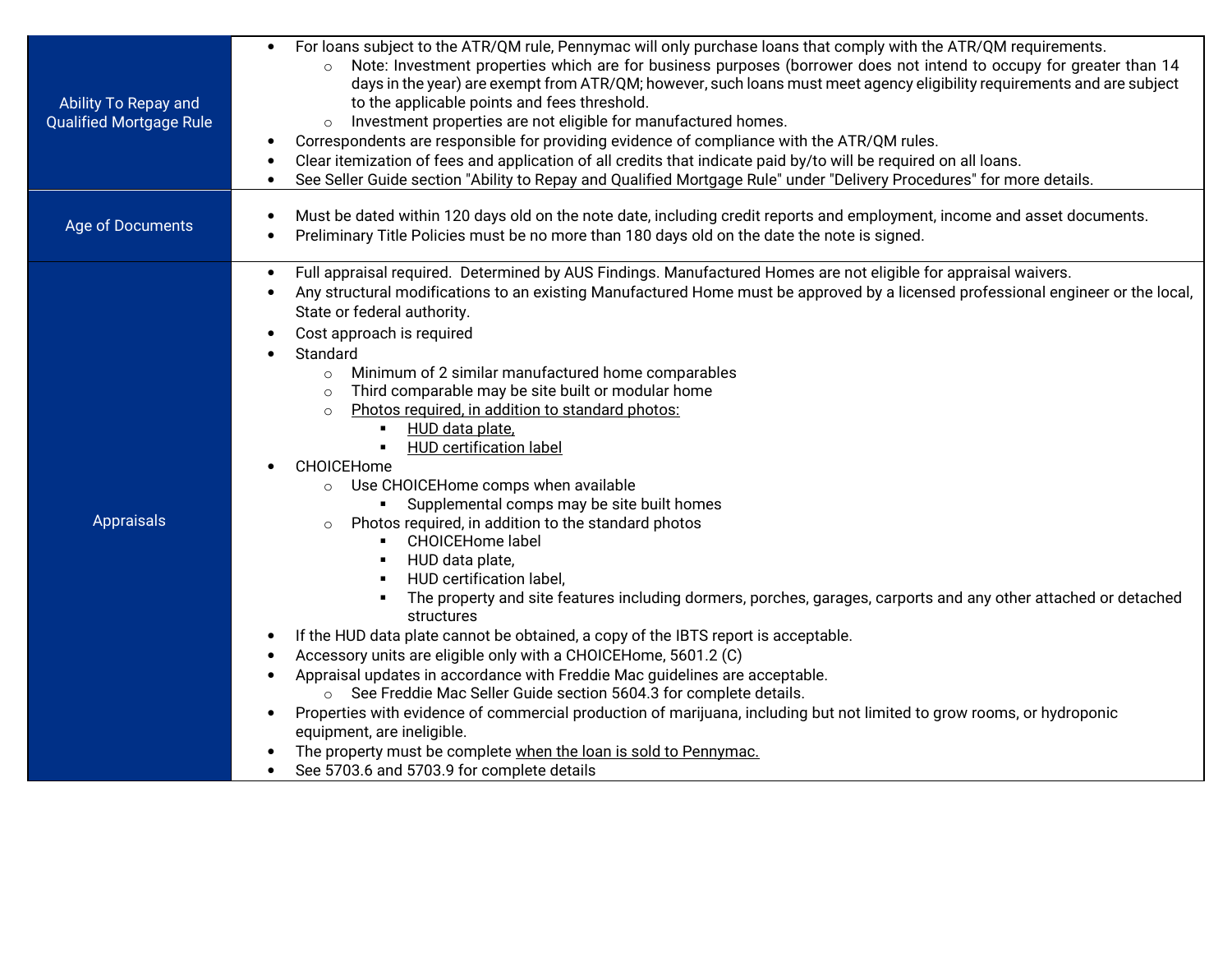| | |
|---|---|
| Ability To Repay and Qualified Mortgage Rule | • For loans subject to the ATR/QM rule, Pennymac will only purchase loans that comply with the ATR/QM requirements.<br>  ○ Note: Investment properties which are for business purposes (borrower does not intend to occupy for greater than 14 days in the year) are exempt from ATR/QM; however, such loans must meet agency eligibility requirements and are subject to the applicable points and fees threshold.<br>  ○ Investment properties are not eligible for manufactured homes.<br>• Correspondents are responsible for providing evidence of compliance with the ATR/QM rules.<br>• Clear itemization of fees and application of all credits that indicate paid by/to will be required on all loans.<br>• See Seller Guide section "Ability to Repay and Qualified Mortgage Rule" under "Delivery Procedures" for more details. |
| Age of Documents | • Must be dated within 120 days old on the note date, including credit reports and employment, income and asset documents.<br>• Preliminary Title Policies must be no more than 180 days old on the date the note is signed. |
| Appraisals | • Full appraisal required. Determined by AUS Findings. Manufactured Homes are not eligible for appraisal waivers.<br>• Any structural modifications to an existing Manufactured Home must be approved by a licensed professional engineer or the local, State or federal authority.<br>• Cost approach is required<br>• Standard<br>  ○ Minimum of 2 similar manufactured home comparables<br>  ○ Third comparable may be site built or modular home<br>  ○ Photos required, in addition to standard photos:<br>    ▪ HUD data plate,<br>    ▪ HUD certification label<br>• CHOICEHome<br>  ○ Use CHOICEHome comps when available<br>    ▪ Supplemental comps may be site built homes<br>  ○ Photos required, in addition to the standard photos<br>    ▪ CHOICEHome label<br>    ▪ HUD data plate,<br>    ▪ HUD certification label,<br>    ▪ The property and site features including dormers, porches, garages, carports and any other attached or detached structures<br>• If the HUD data plate cannot be obtained, a copy of the IBTS report is acceptable.<br>• Accessory units are eligible only with a CHOICEHome, 5601.2 (C)<br>• Appraisal updates in accordance with Freddie Mac guidelines are acceptable.<br>  ○ See Freddie Mac Seller Guide section 5604.3 for complete details.<br>• Properties with evidence of commercial production of marijuana, including but not limited to grow rooms, or hydroponic equipment, are ineligible.<br>• The property must be complete when the loan is sold to Pennymac.<br>• See 5703.6 and 5703.9 for complete details |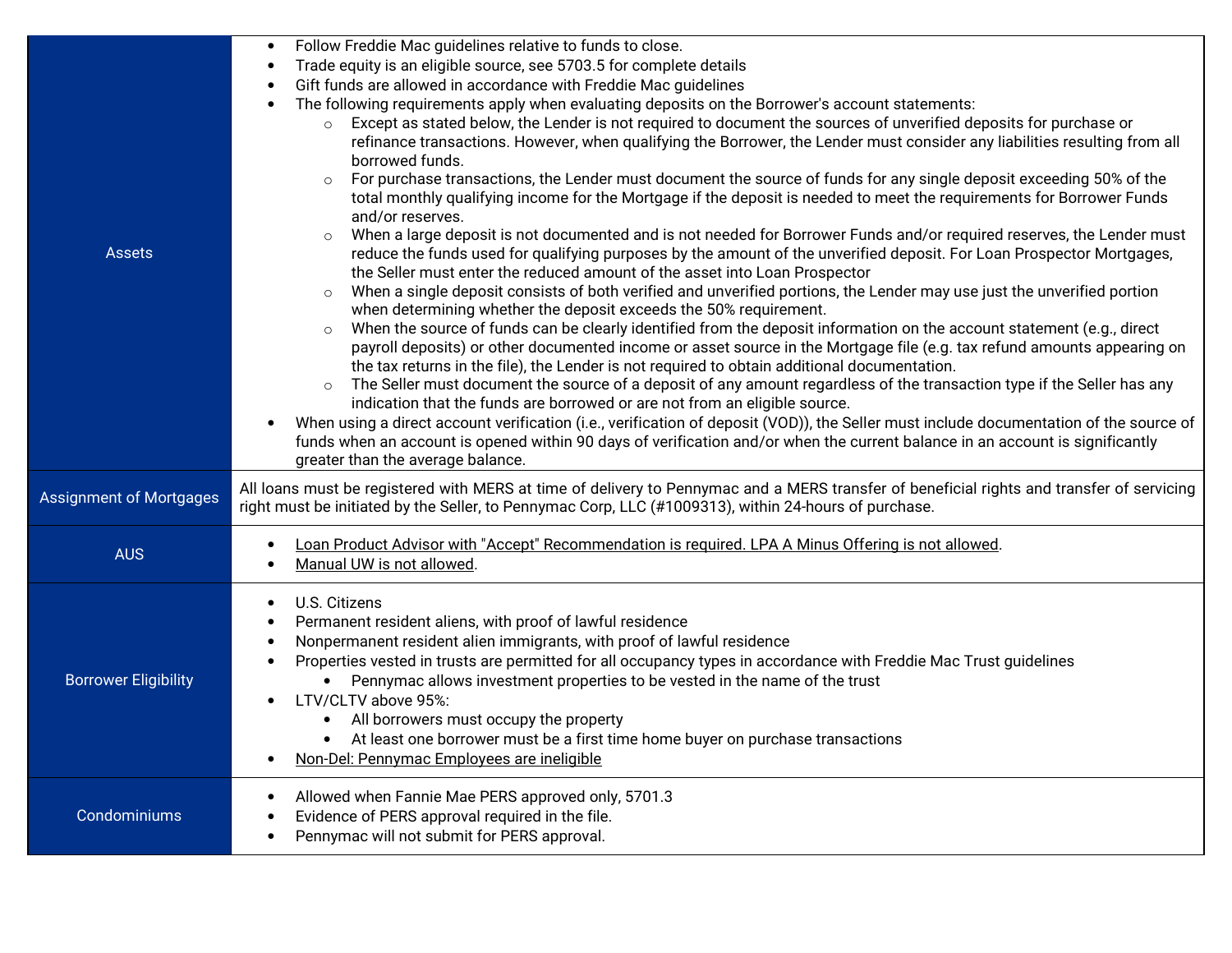| | |
|---|---|
| Assets | • Follow Freddie Mac guidelines relative to funds to close.<br>• Trade equity is an eligible source, see 5703.5 for complete details<br>• Gift funds are allowed in accordance with Freddie Mac guidelines<br>• The following requirements apply when evaluating deposits on the Borrower's account statements:<br>  ○ Except as stated below, the Lender is not required to document the sources of unverified deposits for purchase or refinance transactions. However, when qualifying the Borrower, the Lender must consider any liabilities resulting from all borrowed funds.<br>  ○ For purchase transactions, the Lender must document the source of funds for any single deposit exceeding 50% of the total monthly qualifying income for the Mortgage if the deposit is needed to meet the requirements for Borrower Funds and/or reserves.<br>  ○ When a large deposit is not documented and is not needed for Borrower Funds and/or required reserves, the Lender must reduce the funds used for qualifying purposes by the amount of the unverified deposit. For Loan Prospector Mortgages, the Seller must enter the reduced amount of the asset into Loan Prospector<br>  ○ When a single deposit consists of both verified and unverified portions, the Lender may use just the unverified portion when determining whether the deposit exceeds the 50% requirement.<br>  ○ When the source of funds can be clearly identified from the deposit information on the account statement (e.g., direct payroll deposits) or other documented income or asset source in the Mortgage file (e.g. tax refund amounts appearing on the tax returns in the file), the Lender is not required to obtain additional documentation.<br>  ○ The Seller must document the source of a deposit of any amount regardless of the transaction type if the Seller has any indication that the funds are borrowed or are not from an eligible source.<br>• When using a direct account verification (i.e., verification of deposit (VOD)), the Seller must include documentation of the source of funds when an account is opened within 90 days of verification and/or when the current balance in an account is significantly greater than the average balance. |
| Assignment of Mortgages | All loans must be registered with MERS at time of delivery to Pennymac and a MERS transfer of beneficial rights and transfer of servicing right must be initiated by the Seller, to Pennymac Corp, LLC (#1009313), within 24-hours of purchase. |
| AUS | • Loan Product Advisor with "Accept" Recommendation is required. LPA A Minus Offering is not allowed.<br>• Manual UW is not allowed. |
| Borrower Eligibility | • U.S. Citizens<br>• Permanent resident aliens, with proof of lawful residence<br>• Nonpermanent resident alien immigrants, with proof of lawful residence<br>• Properties vested in trusts are permitted for all occupancy types in accordance with Freddie Mac Trust guidelines<br>  • Pennymac allows investment properties to be vested in the name of the trust<br>• LTV/CLTV above 95%:<br>  • All borrowers must occupy the property<br>  • At least one borrower must be a first time home buyer on purchase transactions<br>• Non-Del: Pennymac Employees are ineligible |
| Condominiums | • Allowed when Fannie Mae PERS approved only, 5701.3<br>• Evidence of PERS approval required in the file.<br>• Pennymac will not submit for PERS approval. |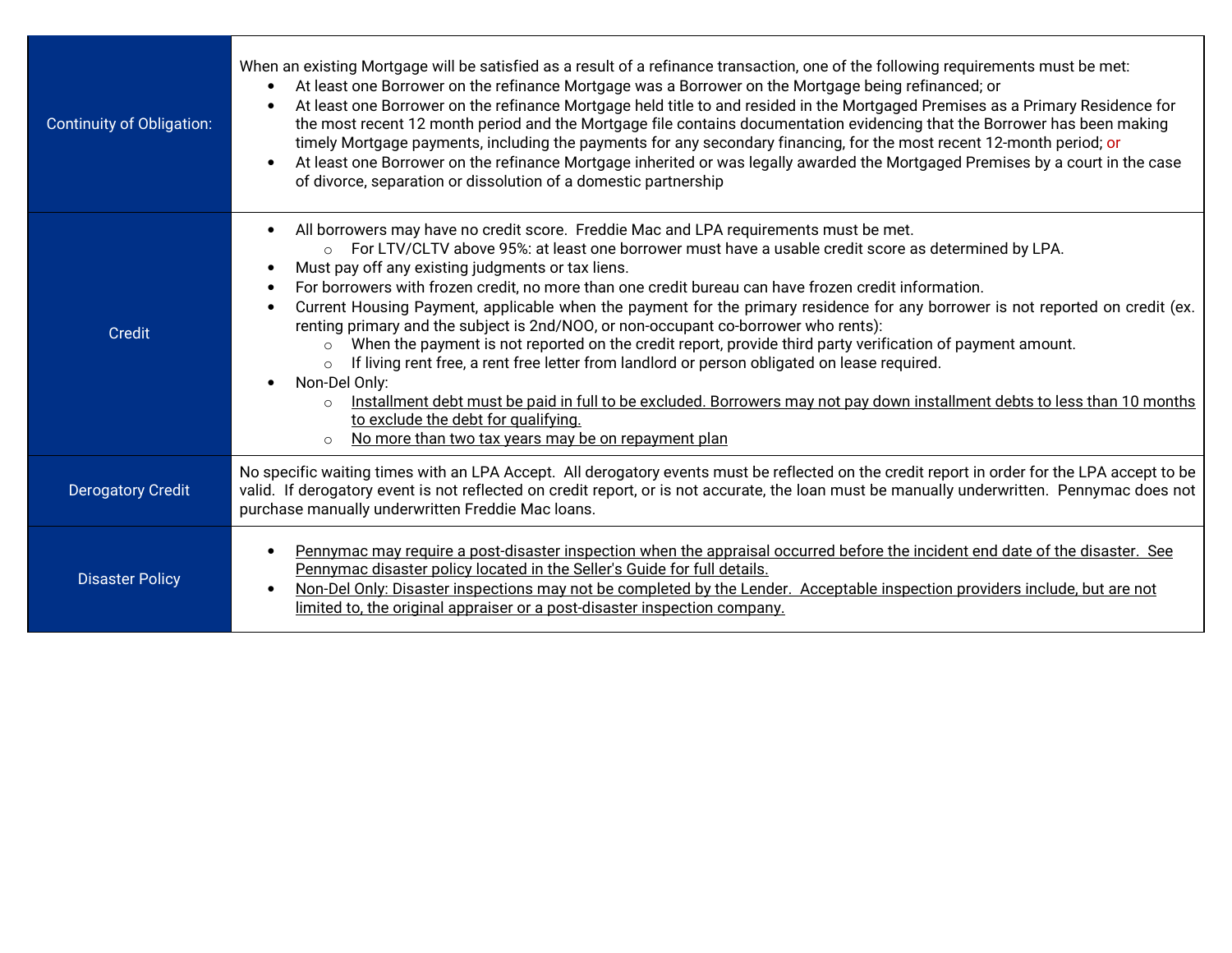| | |
|---|---|
| Continuity of Obligation: | When an existing Mortgage will be satisfied as a result of a refinance transaction, one of the following requirements must be met:<br>• At least one Borrower on the refinance Mortgage was a Borrower on the Mortgage being refinanced; or<br>• At least one Borrower on the refinance Mortgage held title to and resided in the Mortgaged Premises as a Primary Residence for the most recent 12 month period and the Mortgage file contains documentation evidencing that the Borrower has been making timely Mortgage payments, including the payments for any secondary financing, for the most recent 12-month period; or<br>• At least one Borrower on the refinance Mortgage inherited or was legally awarded the Mortgaged Premises by a court in the case of divorce, separation or dissolution of a domestic partnership |
| Credit | • All borrowers may have no credit score. Freddie Mac and LPA requirements must be met.<br>  ○ For LTV/CLTV above 95%: at least one borrower must have a usable credit score as determined by LPA.<br>• Must pay off any existing judgments or tax liens.<br>• For borrowers with frozen credit, no more than one credit bureau can have frozen credit information.<br>• Current Housing Payment, applicable when the payment for the primary residence for any borrower is not reported on credit (ex. renting primary and the subject is 2nd/NOO, or non-occupant co-borrower who rents):<br>  ○ When the payment is not reported on the credit report, provide third party verification of payment amount.<br>  ○ If living rent free, a rent free letter from landlord or person obligated on lease required.<br>• Non-Del Only:<br>  ○ Installment debt must be paid in full to be excluded. Borrowers may not pay down installment debts to less than 10 months to exclude the debt for qualifying.<br>  ○ No more than two tax years may be on repayment plan |
| Derogatory Credit | No specific waiting times with an LPA Accept. All derogatory events must be reflected on the credit report in order for the LPA accept to be valid. If derogatory event is not reflected on credit report, or is not accurate, the loan must be manually underwritten. Pennymac does not purchase manually underwritten Freddie Mac loans. |
| Disaster Policy | • Pennymac may require a post-disaster inspection when the appraisal occurred before the incident end date of the disaster. See Pennymac disaster policy located in the Seller's Guide for full details.<br>• Non-Del Only: Disaster inspections may not be completed by the Lender. Acceptable inspection providers include, but are not limited to, the original appraiser or a post-disaster inspection company. |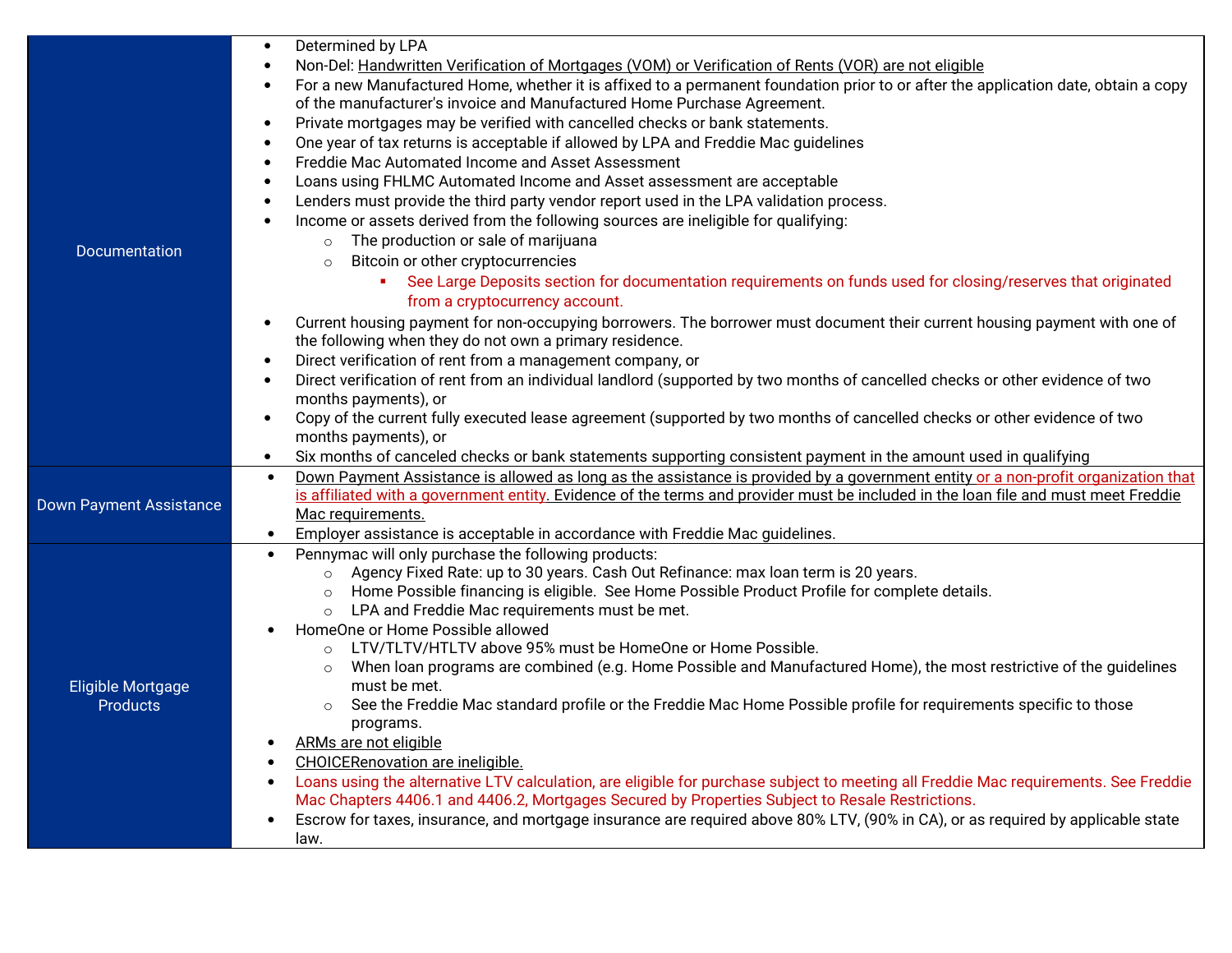| | |
|---|---|
| Documentation | • Determined by LPA<br>• Non-Del: Handwritten Verification of Mortgages (VOM) or Verification of Rents (VOR) are not eligible<br>• For a new Manufactured Home, whether it is affixed to a permanent foundation prior to or after the application date, obtain a copy of the manufacturer's invoice and Manufactured Home Purchase Agreement.<br>• Private mortgages may be verified with cancelled checks or bank statements.<br>• One year of tax returns is acceptable if allowed by LPA and Freddie Mac guidelines<br>• Freddie Mac Automated Income and Asset Assessment<br>• Loans using FHLMC Automated Income and Asset assessment are acceptable<br>• Lenders must provide the third party vendor report used in the LPA validation process.<br>• Income or assets derived from the following sources are ineligible for qualifying:<br>&nbsp;&nbsp;&nbsp;&nbsp;○ The production or sale of marijuana<br>&nbsp;&nbsp;&nbsp;&nbsp;○ Bitcoin or other cryptocurrencies<br>&nbsp;&nbsp;&nbsp;&nbsp;&nbsp;&nbsp;&nbsp;&nbsp;▪ See Large Deposits section for documentation requirements on funds used for closing/reserves that originated from a cryptocurrency account.<br>• Current housing payment for non-occupying borrowers. The borrower must document their current housing payment with one of the following when they do not own a primary residence.<br>• Direct verification of rent from a management company, or<br>• Direct verification of rent from an individual landlord (supported by two months of cancelled checks or other evidence of two months payments), or<br>• Copy of the current fully executed lease agreement (supported by two months of cancelled checks or other evidence of two months payments), or<br>• Six months of canceled checks or bank statements supporting consistent payment in the amount used in qualifying |
| Down Payment Assistance | • Down Payment Assistance is allowed as long as the assistance is provided by a government entity or a non-profit organization that is affiliated with a government entity. Evidence of the terms and provider must be included in the loan file and must meet Freddie Mac requirements.<br>• Employer assistance is acceptable in accordance with Freddie Mac guidelines. |
| Eligible Mortgage Products | • Pennymac will only purchase the following products:<br>&nbsp;&nbsp;&nbsp;&nbsp;○ Agency Fixed Rate: up to 30 years. Cash Out Refinance: max loan term is 20 years.<br>&nbsp;&nbsp;&nbsp;&nbsp;○ Home Possible financing is eligible. See Home Possible Product Profile for complete details.<br>&nbsp;&nbsp;&nbsp;&nbsp;○ LPA and Freddie Mac requirements must be met.<br>• HomeOne or Home Possible allowed<br>&nbsp;&nbsp;&nbsp;&nbsp;○ LTV/TLTV/HTLTV above 95% must be HomeOne or Home Possible.<br>&nbsp;&nbsp;&nbsp;&nbsp;○ When loan programs are combined (e.g. Home Possible and Manufactured Home), the most restrictive of the guidelines must be met.<br>&nbsp;&nbsp;&nbsp;&nbsp;○ See the Freddie Mac standard profile or the Freddie Mac Home Possible profile for requirements specific to those programs.<br>• ARMs are not eligible<br>• CHOICERenovation are ineligible.<br>• Loans using the alternative LTV calculation, are eligible for purchase subject to meeting all Freddie Mac requirements. See Freddie Mac Chapters 4406.1 and 4406.2, Mortgages Secured by Properties Subject to Resale Restrictions.<br>• Escrow for taxes, insurance, and mortgage insurance are required above 80% LTV, (90% in CA), or as required by applicable state law. |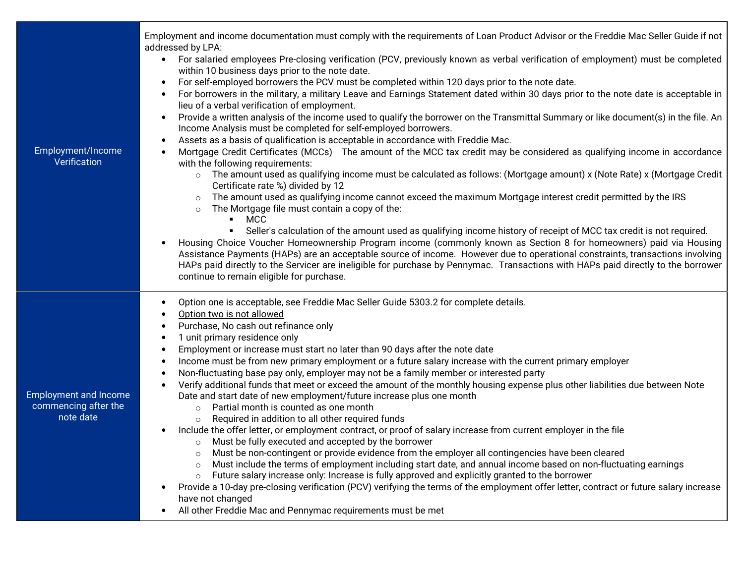| | |
|---|---|
| Employment/Income Verification | Employment and income documentation must comply with the requirements of Loan Product Advisor or the Freddie Mac Seller Guide if not addressed by LPA:<br>• For salaried employees Pre-closing verification (PCV, previously known as verbal verification of employment) must be completed within 10 business days prior to the note date.<br>• For self-employed borrowers the PCV must be completed within 120 days prior to the note date.<br>• For borrowers in the military, a military Leave and Earnings Statement dated within 30 days prior to the note date is acceptable in lieu of a verbal verification of employment.<br>• Provide a written analysis of the income used to qualify the borrower on the Transmittal Summary or like document(s) in the file. An Income Analysis must be completed for self-employed borrowers.<br>• Assets as a basis of qualification is acceptable in accordance with Freddie Mac.<br>• Mortgage Credit Certificates (MCCs) The amount of the MCC tax credit may be considered as qualifying income in accordance with the following requirements:<br>&nbsp;&nbsp;&nbsp;&nbsp;○ The amount used as qualifying income must be calculated as follows: (Mortgage amount) x (Note Rate) x (Mortgage Credit Certificate rate %) divided by 12<br>&nbsp;&nbsp;&nbsp;&nbsp;○ The amount used as qualifying income cannot exceed the maximum Mortgage interest credit permitted by the IRS<br>&nbsp;&nbsp;&nbsp;&nbsp;○ The Mortgage file must contain a copy of the:<br>&nbsp;&nbsp;&nbsp;&nbsp;&nbsp;&nbsp;&nbsp;&nbsp;▪ MCC<br>&nbsp;&nbsp;&nbsp;&nbsp;&nbsp;&nbsp;&nbsp;&nbsp;▪ Seller's calculation of the amount used as qualifying income history of receipt of MCC tax credit is not required.<br>• Housing Choice Voucher Homeownership Program income (commonly known as Section 8 for homeowners) paid via Housing Assistance Payments (HAPs) are an acceptable source of income. However due to operational constraints, transactions involving HAPs paid directly to the Servicer are ineligible for purchase by Pennymac. Transactions with HAPs paid directly to the borrower continue to remain eligible for purchase. |
| Employment and Income commencing after the note date | • Option one is acceptable, see Freddie Mac Seller Guide 5303.2 for complete details.<br>• Option two is not allowed<br>• Purchase, No cash out refinance only<br>• 1 unit primary residence only<br>• Employment or increase must start no later than 90 days after the note date<br>• Income must be from new primary employment or a future salary increase with the current primary employer<br>• Non-fluctuating base pay only, employer may not be a family member or interested party<br>• Verify additional funds that meet or exceed the amount of the monthly housing expense plus other liabilities due between Note Date and start date of new employment/future increase plus one month<br>&nbsp;&nbsp;&nbsp;&nbsp;○ Partial month is counted as one month<br>&nbsp;&nbsp;&nbsp;&nbsp;○ Required in addition to all other required funds<br>• Include the offer letter, or employment contract, or proof of salary increase from current employer in the file<br>&nbsp;&nbsp;&nbsp;&nbsp;○ Must be fully executed and accepted by the borrower<br>&nbsp;&nbsp;&nbsp;&nbsp;○ Must be non-contingent or provide evidence from the employer all contingencies have been cleared<br>&nbsp;&nbsp;&nbsp;&nbsp;○ Must include the terms of employment including start date, and annual income based on non-fluctuating earnings<br>&nbsp;&nbsp;&nbsp;&nbsp;○ Future salary increase only: Increase is fully approved and explicitly granted to the borrower<br>• Provide a 10-day pre-closing verification (PCV) verifying the terms of the employment offer letter, contract or future salary increase have not changed<br>• All other Freddie Mac and Pennymac requirements must be met |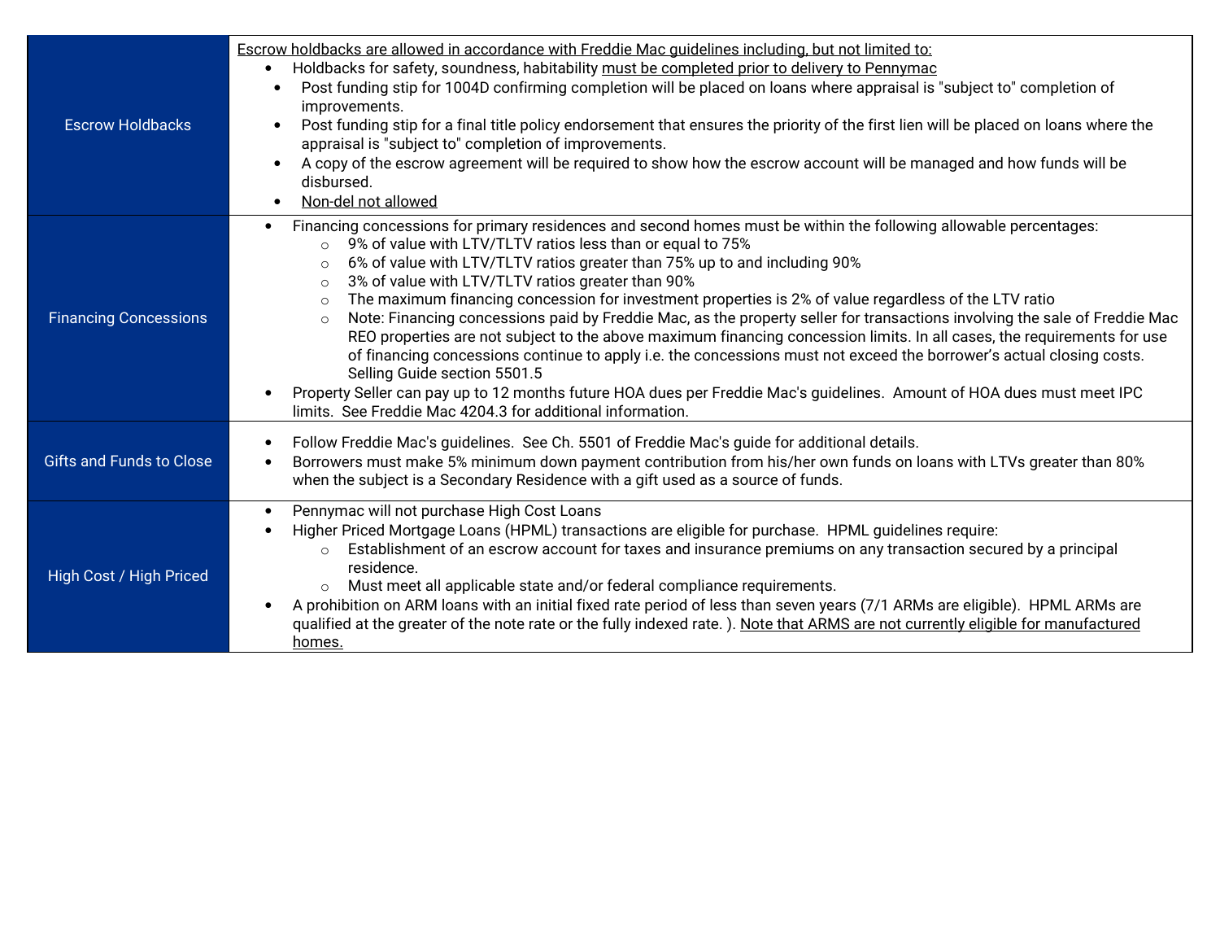| | |
|---|---|
| Escrow Holdbacks | Escrow holdbacks are allowed in accordance with Freddie Mac guidelines including, but not limited to:<br>• Holdbacks for safety, soundness, habitability must be completed prior to delivery to Pennymac<br>• Post funding stip for 1004D confirming completion will be placed on loans where appraisal is "subject to" completion of improvements.<br>• Post funding stip for a final title policy endorsement that ensures the priority of the first lien will be placed on loans where the appraisal is "subject to" completion of improvements.<br>• A copy of the escrow agreement will be required to show how the escrow account will be managed and how funds will be disbursed.<br>• Non-del not allowed |
| Financing Concessions | • Financing concessions for primary residences and second homes must be within the following allowable percentages:<br>  ○ 9% of value with LTV/TLTV ratios less than or equal to 75%<br>  ○ 6% of value with LTV/TLTV ratios greater than 75% up to and including 90%<br>  ○ 3% of value with LTV/TLTV ratios greater than 90%<br>  ○ The maximum financing concession for investment properties is 2% of value regardless of the LTV ratio<br>  ○ Note: Financing concessions paid by Freddie Mac, as the property seller for transactions involving the sale of Freddie Mac REO properties are not subject to the above maximum financing concession limits. In all cases, the requirements for use of financing concessions continue to apply i.e. the concessions must not exceed the borrower's actual closing costs. Selling Guide section 5501.5<br>• Property Seller can pay up to 12 months future HOA dues per Freddie Mac's guidelines. Amount of HOA dues must meet IPC limits. See Freddie Mac 4204.3 for additional information. |
| Gifts and Funds to Close | • Follow Freddie Mac's guidelines. See Ch. 5501 of Freddie Mac's guide for additional details.<br>• Borrowers must make 5% minimum down payment contribution from his/her own funds on loans with LTVs greater than 80% when the subject is a Secondary Residence with a gift used as a source of funds. |
| High Cost / High Priced | • Pennymac will not purchase High Cost Loans<br>• Higher Priced Mortgage Loans (HPML) transactions are eligible for purchase. HPML guidelines require:<br>  ○ Establishment of an escrow account for taxes and insurance premiums on any transaction secured by a principal residence.<br>  ○ Must meet all applicable state and/or federal compliance requirements.<br>• A prohibition on ARM loans with an initial fixed rate period of less than seven years (7/1 ARMs are eligible). HPML ARMs are qualified at the greater of the note rate or the fully indexed rate. ). Note that ARMS are not currently eligible for manufactured homes. |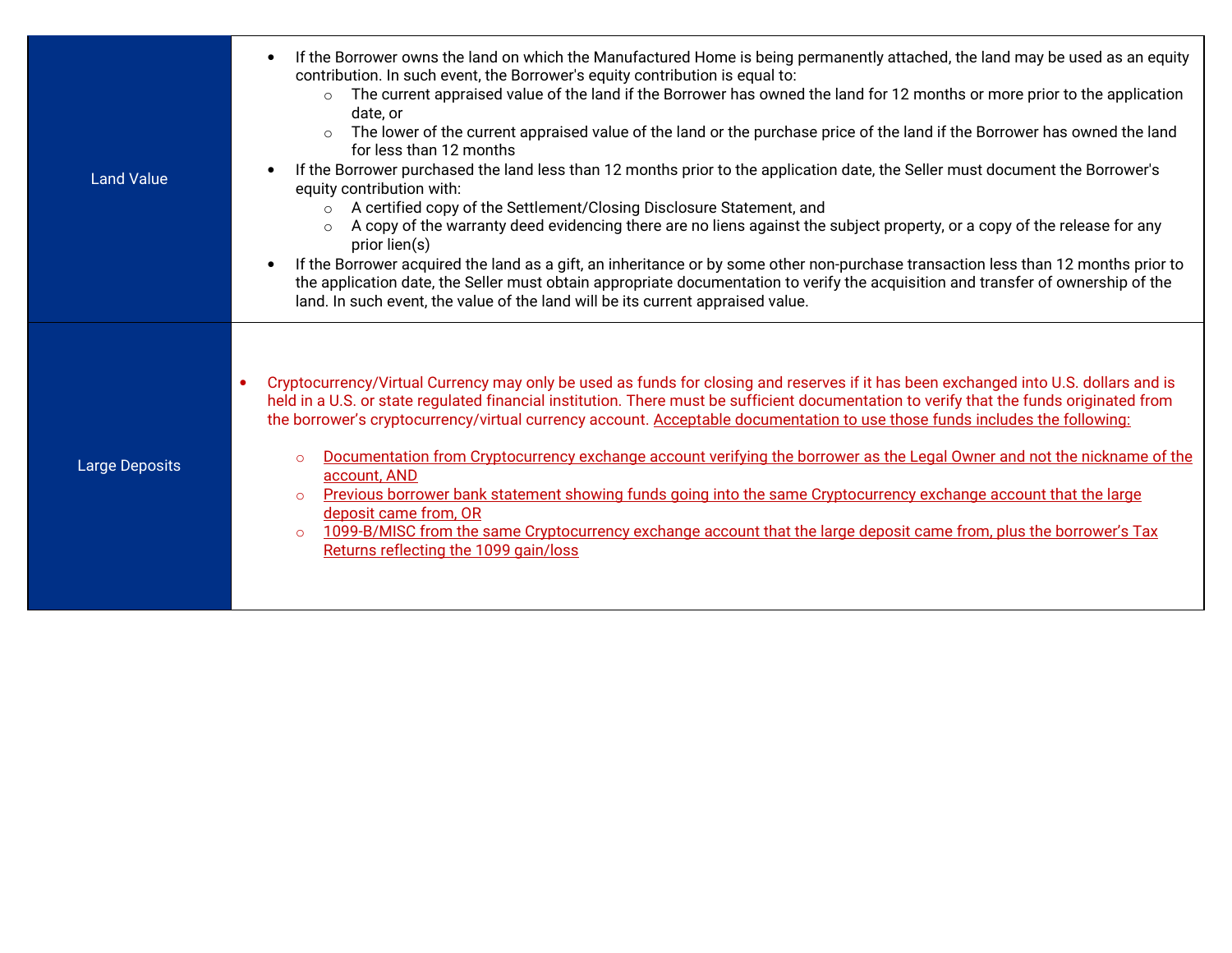| | |
|---|---|
| Land Value | • If the Borrower owns the land on which the Manufactured Home is being permanently attached, the land may be used as an equity contribution. In such event, the Borrower's equity contribution is equal to:<br>  ○ The current appraised value of the land if the Borrower has owned the land for 12 months or more prior to the application date, or<br>  ○ The lower of the current appraised value of the land or the purchase price of the land if the Borrower has owned the land for less than 12 months<br>• If the Borrower purchased the land less than 12 months prior to the application date, the Seller must document the Borrower's equity contribution with:<br>  ○ A certified copy of the Settlement/Closing Disclosure Statement, and<br>  ○ A copy of the warranty deed evidencing there are no liens against the subject property, or a copy of the release for any prior lien(s)<br>• If the Borrower acquired the land as a gift, an inheritance or by some other non-purchase transaction less than 12 months prior to the application date, the Seller must obtain appropriate documentation to verify the acquisition and transfer of ownership of the land. In such event, the value of the land will be its current appraised value. |
| Large Deposits | • Cryptocurrency/Virtual Currency may only be used as funds for closing and reserves if it has been exchanged into U.S. dollars and is held in a U.S. or state regulated financial institution. There must be sufficient documentation to verify that the funds originated from the borrower's cryptocurrency/virtual currency account. Acceptable documentation to use those funds includes the following:<br>  ○ Documentation from Cryptocurrency exchange account verifying the borrower as the Legal Owner and not the nickname of the account, AND<br>  ○ Previous borrower bank statement showing funds going into the same Cryptocurrency exchange account that the large deposit came from, OR<br>  ○ 1099-B/MISC from the same Cryptocurrency exchange account that the large deposit came from, plus the borrower's Tax Returns reflecting the 1099 gain/loss |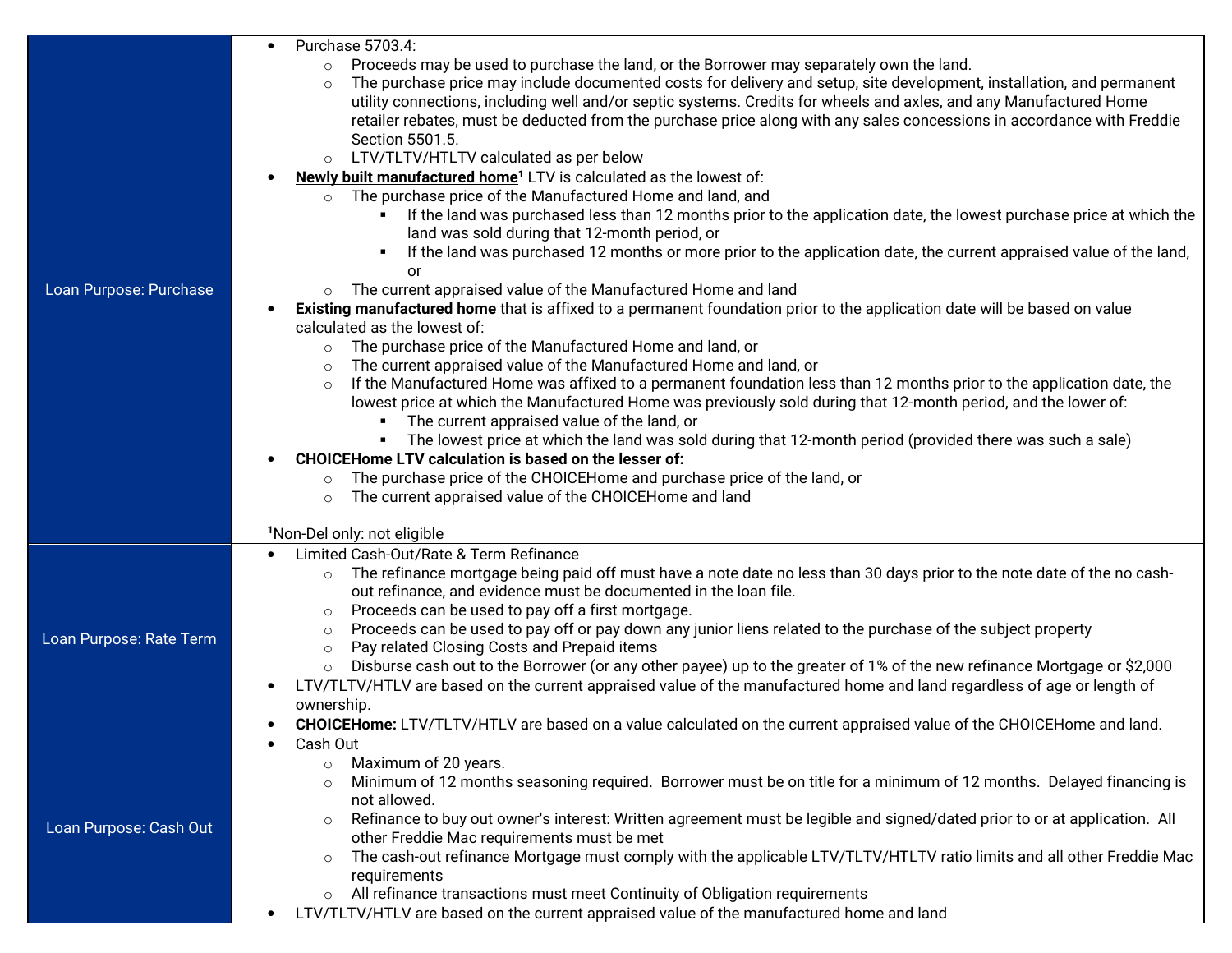| | |
|---|---|
| Loan Purpose: Purchase | • Purchase 5703.4:<br>  ○ Proceeds may be used to purchase the land, or the Borrower may separately own the land.<br>  ○ The purchase price may include documented costs for delivery and setup, site development, installation, and permanent utility connections, including well and/or septic systems. Credits for wheels and axles, and any Manufactured Home retailer rebates, must be deducted from the purchase price along with any sales concessions in accordance with Freddie Section 5501.5.<br>  ○ LTV/TLTV/HTLTV calculated as per below<br>• **<u>Newly built manufactured home</u>**[1] LTV is calculated as the lowest of:<br>  ○ The purchase price of the Manufactured Home and land, and<br>    ▪ If the land was purchased less than 12 months prior to the application date, the lowest purchase price at which the land was sold during that 12-month period, or<br>    ▪ If the land was purchased 12 months or more prior to the application date, the current appraised value of the land, or<br>  ○ The current appraised value of the Manufactured Home and land<br>• **Existing manufactured home** that is affixed to a permanent foundation prior to the application date will be based on value calculated as the lowest of:<br>  ○ The purchase price of the Manufactured Home and land, or<br>  ○ The current appraised value of the Manufactured Home and land, or<br>  ○ If the Manufactured Home was affixed to a permanent foundation less than 12 months prior to the application date, the lowest price at which the Manufactured Home was previously sold during that 12-month period, and the lower of:<br>    ▪ The current appraised value of the land, or<br>    ▪ The lowest price at which the land was sold during that 12-month period (provided there was such a sale)<br>• **CHOICEHome LTV calculation is based on the lesser of:**<br>  ○ The purchase price of the CHOICEHome and purchase price of the land, or<br>  ○ The current appraised value of the CHOICEHome and land<br><br>[1]<u>Non-Del only: not eligible</u> |
| Loan Purpose: Rate Term | • Limited Cash-Out/Rate & Term Refinance<br>  ○ The refinance mortgage being paid off must have a note date no less than 30 days prior to the note date of the no cash-out refinance, and evidence must be documented in the loan file.<br>  ○ Proceeds can be used to pay off a first mortgage.<br>  ○ Proceeds can be used to pay off or pay down any junior liens related to the purchase of the subject property<br>  ○ Pay related Closing Costs and Prepaid items<br>  ○ Disburse cash out to the Borrower (or any other payee) up to the greater of 1% of the new refinance Mortgage or $2,000<br>• LTV/TLTV/HTLV are based on the current appraised value of the manufactured home and land regardless of age or length of ownership.<br>• **CHOICEHome:** LTV/TLTV/HTLV are based on a value calculated on the current appraised value of the CHOICEHome and land. |
| Loan Purpose: Cash Out | • Cash Out<br>  ○ Maximum of 20 years.<br>  ○ Minimum of 12 months seasoning required. Borrower must be on title for a minimum of 12 months. Delayed financing is not allowed.<br>  ○ Refinance to buy out owner's interest: Written agreement must be legible and signed/<u>dated prior to or at application</u>. All other Freddie Mac requirements must be met<br>  ○ The cash-out refinance Mortgage must comply with the applicable LTV/TLTV/HTLTV ratio limits and all other Freddie Mac requirements<br>  ○ All refinance transactions must meet Continuity of Obligation requirements<br>• LTV/TLTV/HTLV are based on the current appraised value of the manufactured home and land |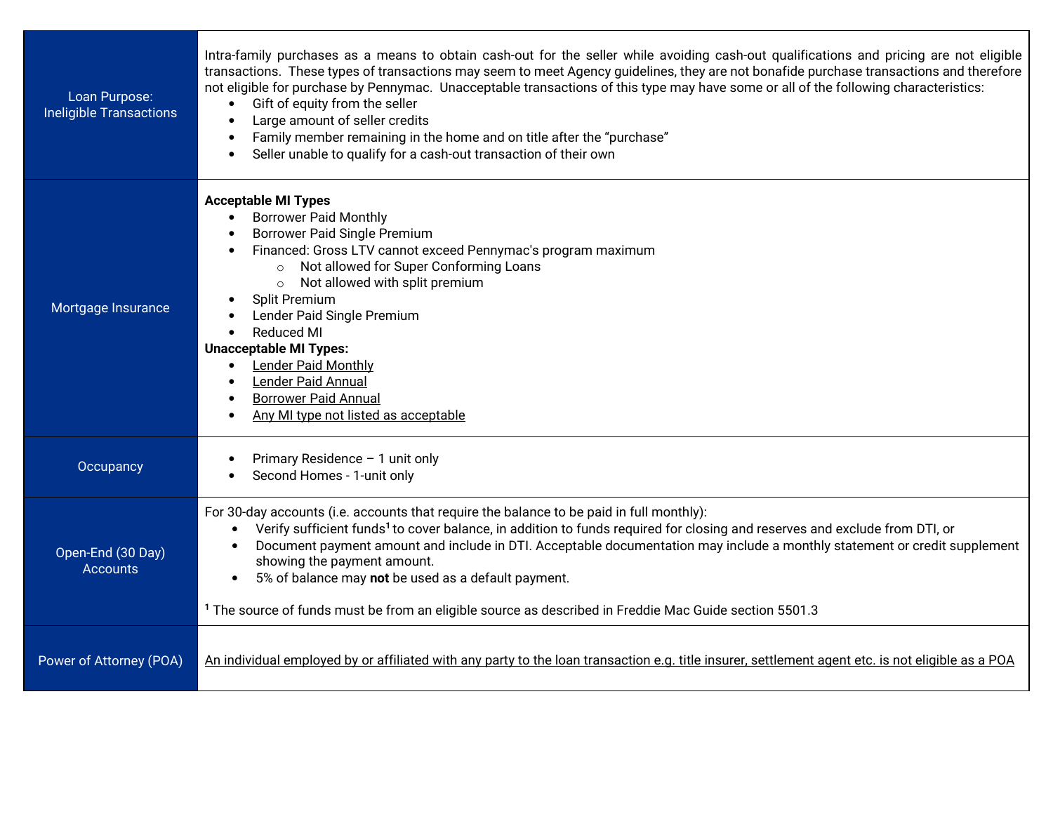| | |
|---|---|
| Loan Purpose: Ineligible Transactions | Intra-family purchases as a means to obtain cash-out for the seller while avoiding cash-out qualifications and pricing are not eligible transactions. These types of transactions may seem to meet Agency guidelines, they are not bonafide purchase transactions and therefore not eligible for purchase by Pennymac. Unacceptable transactions of this type may have some or all of the following characteristics:<br>• Gift of equity from the seller<br>• Large amount of seller credits<br>• Family member remaining in the home and on title after the "purchase"<br>• Seller unable to qualify for a cash-out transaction of their own |
| Mortgage Insurance | **Acceptable MI Types**<br>• Borrower Paid Monthly<br>• Borrower Paid Single Premium<br>• Financed: Gross LTV cannot exceed Pennymac's program maximum<br>  ○ Not allowed for Super Conforming Loans<br>  ○ Not allowed with split premium<br>• Split Premium<br>• Lender Paid Single Premium<br>• Reduced MI<br>**Unacceptable MI Types:**<br>• Lender Paid Monthly<br>• Lender Paid Annual<br>• Borrower Paid Annual<br>• Any MI type not listed as acceptable |
| Occupancy | • Primary Residence – 1 unit only<br>• Second Homes - 1-unit only |
| Open-End (30 Day) Accounts | For 30-day accounts (i.e. accounts that require the balance to be paid in full monthly):<br>• Verify sufficient funds[1] to cover balance, in addition to funds required for closing and reserves and exclude from DTI, or<br>• Document payment amount and include in DTI. Acceptable documentation may include a monthly statement or credit supplement showing the payment amount.<br>• 5% of balance may **not** be used as a default payment.<br><br>[1] The source of funds must be from an eligible source as described in Freddie Mac Guide section 5501.3 |
| Power of Attorney (POA) | An individual employed by or affiliated with any party to the loan transaction e.g. title insurer, settlement agent etc. is not eligible as a POA |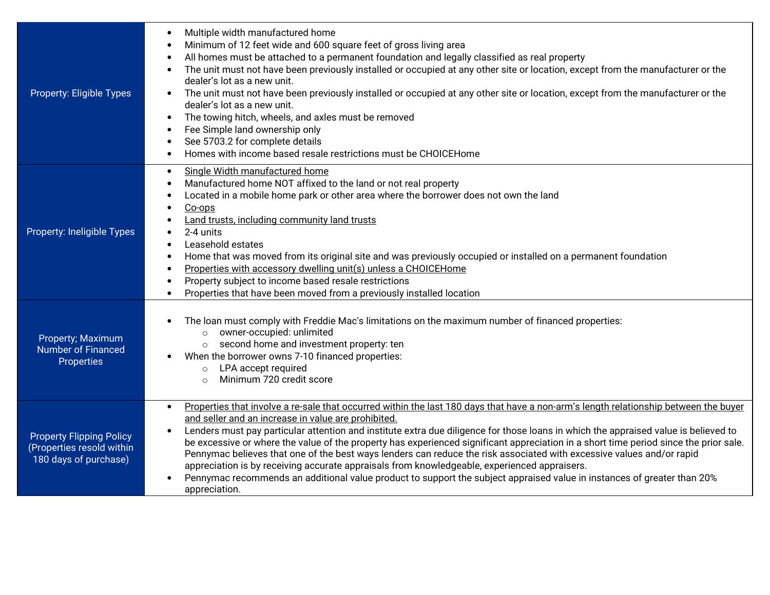| | |
|---|---|
| Property: Eligible Types | • Multiple width manufactured home<br>• Minimum of 12 feet wide and 600 square feet of gross living area<br>• All homes must be attached to a permanent foundation and legally classified as real property<br>• The unit must not have been previously installed or occupied at any other site or location, except from the manufacturer or the dealer's lot as a new unit.<br>• The unit must not have been previously installed or occupied at any other site or location, except from the manufacturer or the dealer's lot as a new unit.<br>• The towing hitch, wheels, and axles must be removed<br>• Fee Simple land ownership only<br>• See 5703.2 for complete details<br>• Homes with income based resale restrictions must be CHOICEHome |
| Property: Ineligible Types | • <u>Single Width manufactured home</u><br>• Manufactured home NOT affixed to the land or not real property<br>• Located in a mobile home park or other area where the borrower does not own the land<br>• <u>Co-ops</u><br>• <u>Land trusts, including community land trusts</u><br>• 2-4 units<br>• Leasehold estates<br>• Home that was moved from its original site and was previously occupied or installed on a permanent foundation<br>• <u>Properties with accessory dwelling unit(s) unless a CHOICEHome</u><br>• Property subject to income based resale restrictions<br>• Properties that have been moved from a previously installed location |
| Property; Maximum Number of Financed Properties | • The loan must comply with Freddie Mac's limitations on the maximum number of financed properties:<br>  ○ owner-occupied: unlimited<br>  ○ second home and investment property: ten<br>• When the borrower owns 7-10 financed properties:<br>  ○ LPA accept required<br>  ○ Minimum 720 credit score |
| Property Flipping Policy (Properties resold within 180 days of purchase) | • <u>Properties that involve a re-sale that occurred within the last 180 days that have a non-arm's length relationship between the buyer and seller and an increase in value are prohibited.</u><br>• Lenders must pay particular attention and institute extra due diligence for those loans in which the appraised value is believed to be excessive or where the value of the property has experienced significant appreciation in a short time period since the prior sale. Pennymac believes that one of the best ways lenders can reduce the risk associated with excessive values and/or rapid appreciation is by receiving accurate appraisals from knowledgeable, experienced appraisers.<br>• Pennymac recommends an additional value product to support the subject appraised value in instances of greater than 20% appreciation. |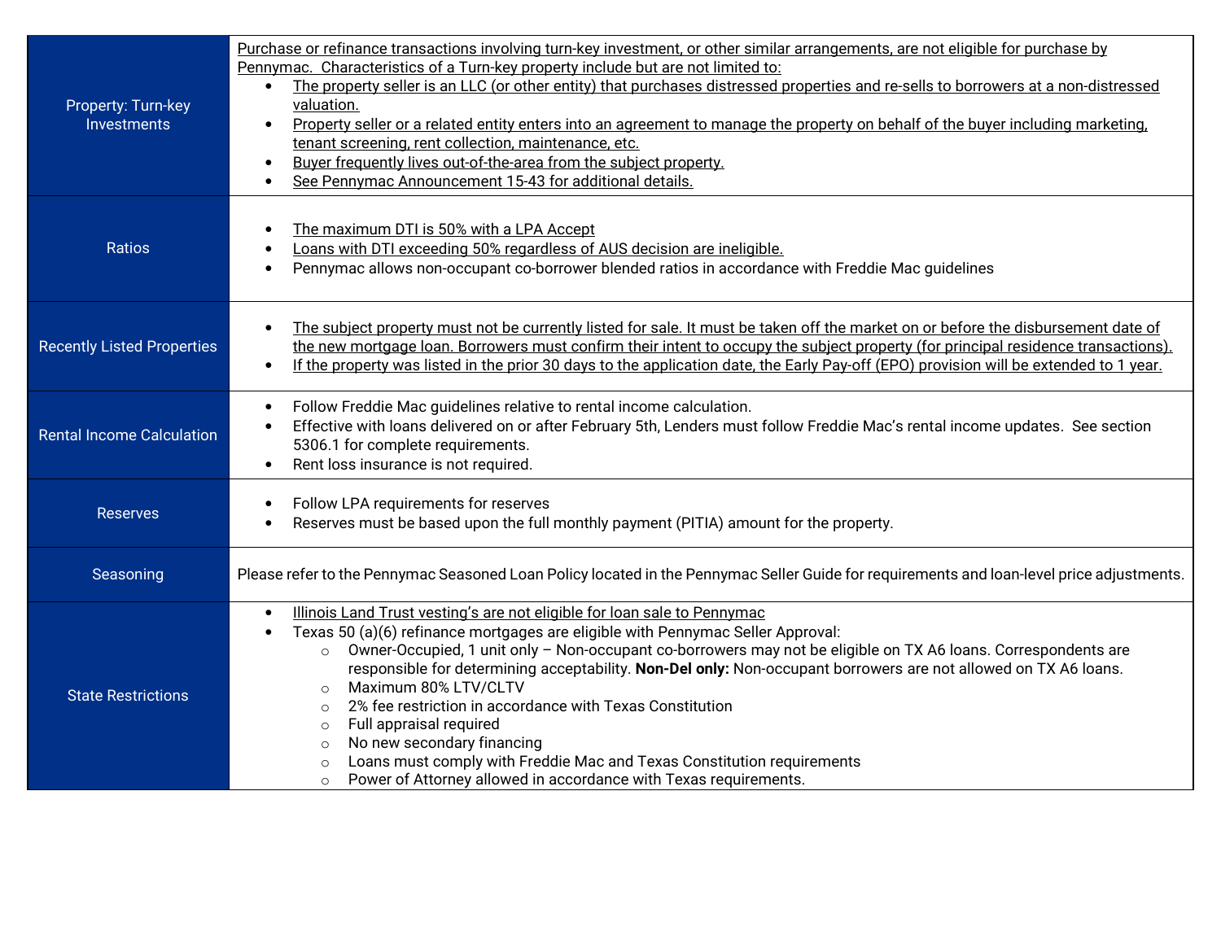| | |
|---|---|
| Property: Turn-key Investments | Purchase or refinance transactions involving turn-key investment, or other similar arrangements, are not eligible for purchase by Pennymac. Characteristics of a Turn-key property include but are not limited to:<br>• The property seller is an LLC (or other entity) that purchases distressed properties and re-sells to borrowers at a non-distressed valuation.<br>• Property seller or a related entity enters into an agreement to manage the property on behalf of the buyer including marketing, tenant screening, rent collection, maintenance, etc.<br>• Buyer frequently lives out-of-the-area from the subject property.<br>• See Pennymac Announcement 15-43 for additional details. |
| Ratios | • The maximum DTI is 50% with a LPA Accept<br>• Loans with DTI exceeding 50% regardless of AUS decision are ineligible.<br>• Pennymac allows non-occupant co-borrower blended ratios in accordance with Freddie Mac guidelines |
| Recently Listed Properties | • The subject property must not be currently listed for sale. It must be taken off the market on or before the disbursement date of the new mortgage loan. Borrowers must confirm their intent to occupy the subject property (for principal residence transactions).<br>• If the property was listed in the prior 30 days to the application date, the Early Pay-off (EPO) provision will be extended to 1 year. |
| Rental Income Calculation | • Follow Freddie Mac guidelines relative to rental income calculation.<br>• Effective with loans delivered on or after February 5th, Lenders must follow Freddie Mac's rental income updates. See section 5306.1 for complete requirements.<br>• Rent loss insurance is not required. |
| Reserves | • Follow LPA requirements for reserves<br>• Reserves must be based upon the full monthly payment (PITIA) amount for the property. |
| Seasoning | Please refer to the Pennymac Seasoned Loan Policy located in the Pennymac Seller Guide for requirements and loan-level price adjustments. |
| State Restrictions | • Illinois Land Trust vesting's are not eligible for loan sale to Pennymac<br>• Texas 50 (a)(6) refinance mortgages are eligible with Pennymac Seller Approval:<br>&nbsp;&nbsp;&nbsp;&nbsp;○ Owner-Occupied, 1 unit only – Non-occupant co-borrowers may not be eligible on TX A6 loans. Correspondents are responsible for determining acceptability. **Non-Del only:** Non-occupant borrowers are not allowed on TX A6 loans.<br>&nbsp;&nbsp;&nbsp;&nbsp;○ Maximum 80% LTV/CLTV<br>&nbsp;&nbsp;&nbsp;&nbsp;○ 2% fee restriction in accordance with Texas Constitution<br>&nbsp;&nbsp;&nbsp;&nbsp;○ Full appraisal required<br>&nbsp;&nbsp;&nbsp;&nbsp;○ No new secondary financing<br>&nbsp;&nbsp;&nbsp;&nbsp;○ Loans must comply with Freddie Mac and Texas Constitution requirements<br>&nbsp;&nbsp;&nbsp;&nbsp;○ Power of Attorney allowed in accordance with Texas requirements. |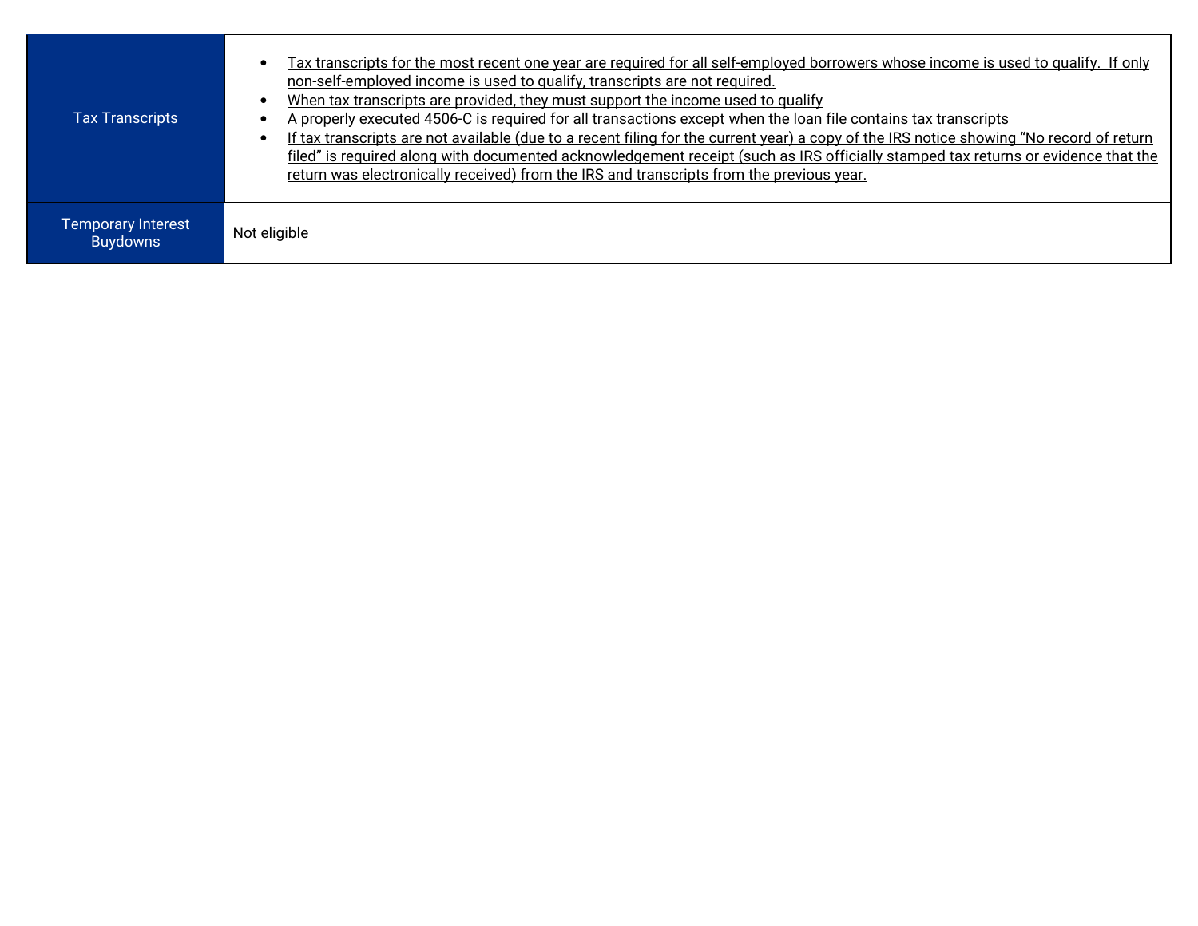| | |
|---|---|
| Tax Transcripts | • <u>Tax transcripts for the most recent one year are required for all self-employed borrowers whose income is used to qualify. If only non-self-employed income is used to qualify, transcripts are not required.</u><br>• <u>When tax transcripts are provided, they must support the income used to qualify</u><br>• A properly executed 4506-C is required for all transactions except when the loan file contains tax transcripts<br>• <u>If tax transcripts are not available (due to a recent filing for the current year) a copy of the IRS notice showing "No record of return filed" is required along with documented acknowledgement receipt (such as IRS officially stamped tax returns or evidence that the return was electronically received) from the IRS and transcripts from the previous year.</u> |
| Temporary Interest Buydowns | Not eligible |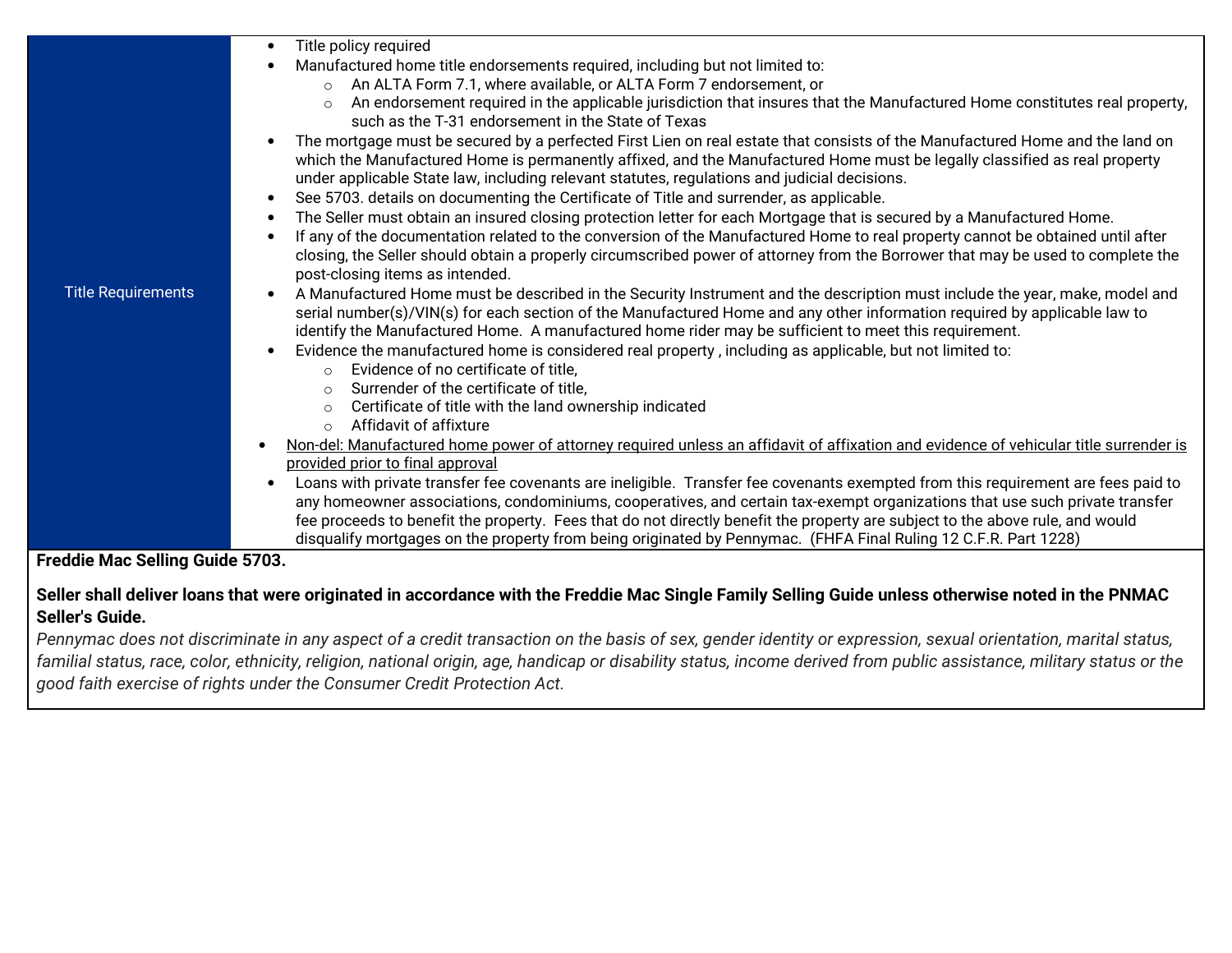| | |
|---|---|
| Title Requirements | • Title policy required<br>• Manufactured home title endorsements required, including but not limited to:<br>  ○ An ALTA Form 7.1, where available, or ALTA Form 7 endorsement, or<br>  ○ An endorsement required in the applicable jurisdiction that insures that the Manufactured Home constitutes real property, such as the T-31 endorsement in the State of Texas<br>• The mortgage must be secured by a perfected First Lien on real estate that consists of the Manufactured Home and the land on which the Manufactured Home is permanently affixed, and the Manufactured Home must be legally classified as real property under applicable State law, including relevant statutes, regulations and judicial decisions.<br>• See 5703. details on documenting the Certificate of Title and surrender, as applicable.<br>• The Seller must obtain an insured closing protection letter for each Mortgage that is secured by a Manufactured Home.<br>• If any of the documentation related to the conversion of the Manufactured Home to real property cannot be obtained until after closing, the Seller should obtain a properly circumscribed power of attorney from the Borrower that may be used to complete the post-closing items as intended.<br>• A Manufactured Home must be described in the Security Instrument and the description must include the year, make, model and serial number(s)/VIN(s) for each section of the Manufactured Home and any other information required by applicable law to identify the Manufactured Home. A manufactured home rider may be sufficient to meet this requirement.<br>• Evidence the manufactured home is considered real property , including as applicable, but not limited to:<br>  ○ Evidence of no certificate of title,<br>  ○ Surrender of the certificate of title,<br>  ○ Certificate of title with the land ownership indicated<br>  ○ Affidavit of affixture<br>• <u>Non-del: Manufactured home power of attorney required unless an affidavit of affixation and evidence of vehicular title surrender is provided prior to final approval</u><br>• Loans with private transfer fee covenants are ineligible. Transfer fee covenants exempted from this requirement are fees paid to any homeowner associations, condominiums, cooperatives, and certain tax-exempt organizations that use such private transfer fee proceeds to benefit the property. Fees that do not directly benefit the property are subject to the above rule, and would disqualify mortgages on the property from being originated by Pennymac. (FHFA Final Ruling 12 C.F.R. Part 1228) |

**Freddie Mac Selling Guide 5703.**

**Seller shall deliver loans that were originated in accordance with the Freddie Mac Single Family Selling Guide unless otherwise noted in the PNMAC Seller's Guide.**

*Pennymac does not discriminate in any aspect of a credit transaction on the basis of sex, gender identity or expression, sexual orientation, marital status, familial status, race, color, ethnicity, religion, national origin, age, handicap or disability status, income derived from public assistance, military status or the good faith exercise of rights under the Consumer Credit Protection Act.*